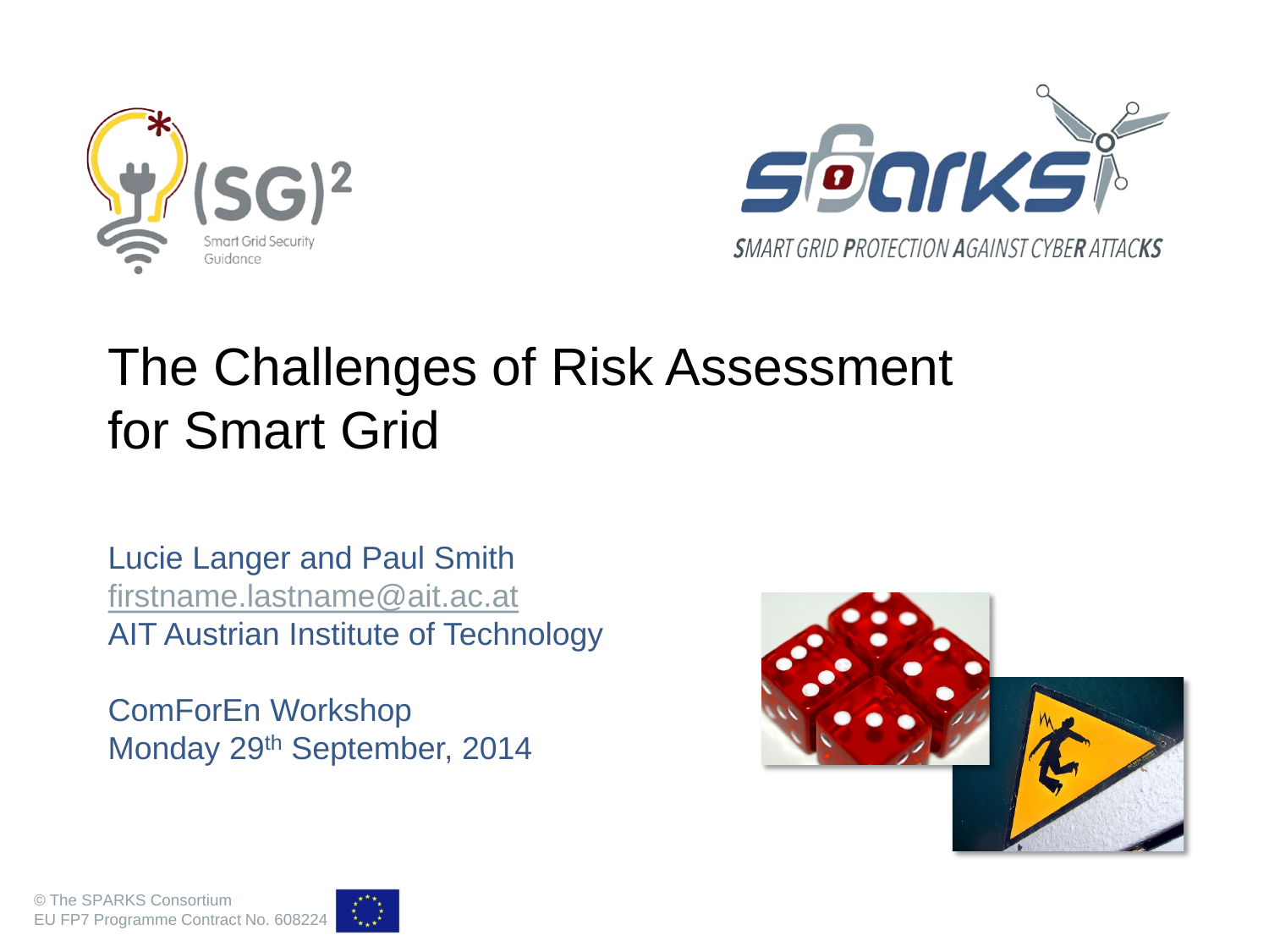# The Challenges of Risk Assessment for Smart Grid

Lucie Langer and Paul Smith
firstname.lastname@ait.ac.at
AIT Austrian Institute of Technology

ComForEn Workshop
Monday 29th September, 2014

© The SPARKS Consortium
EU FP7 Programme Contract No. 608224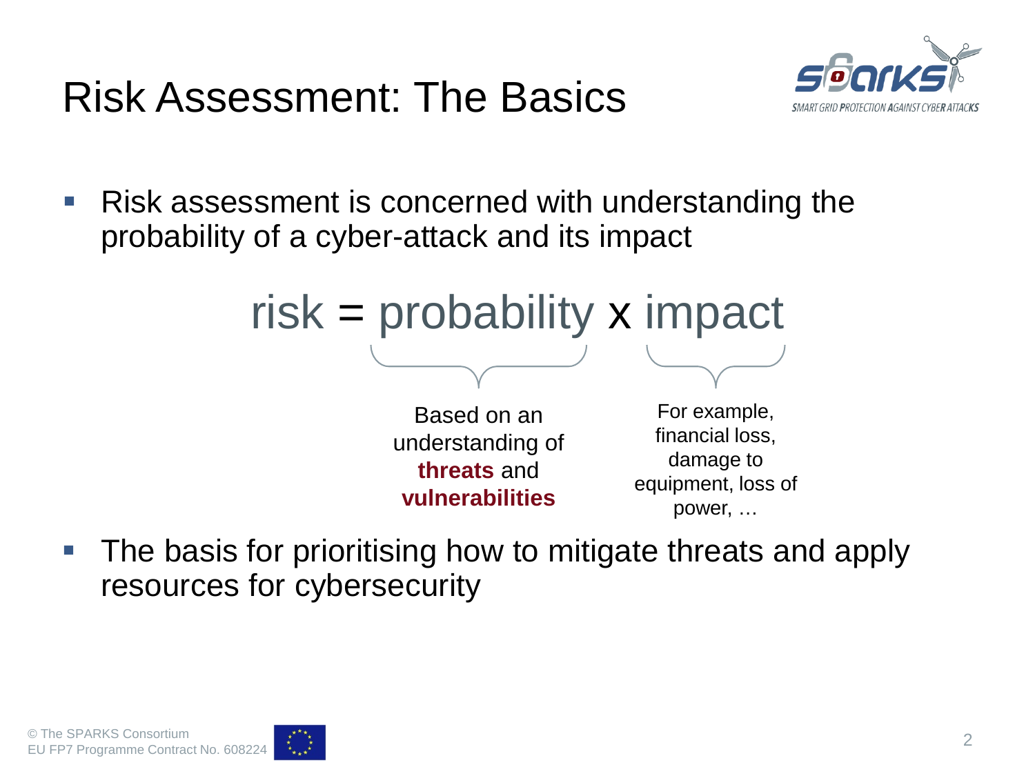# Risk Assessment: The Basics

- Risk assessment is concerned with understanding the probability of a cyber-attack and its impact

$$\text{risk} = \underbrace{\text{probability}}_{\text{Based on an understanding of threats and vulnerabilities}} \times \underbrace{\text{impact}}_{\text{For example, financial loss, damage to equipment, loss of power, …}}$$

- **probability:** Based on an understanding of **threats** and **vulnerabilities**
- **impact:** For example, financial loss, damage to equipment, loss of power, …

- The basis for prioritising how to mitigate threats and apply resources for cybersecurity

© The SPARKS Consortium
EU FP7 Programme Contract No. 608224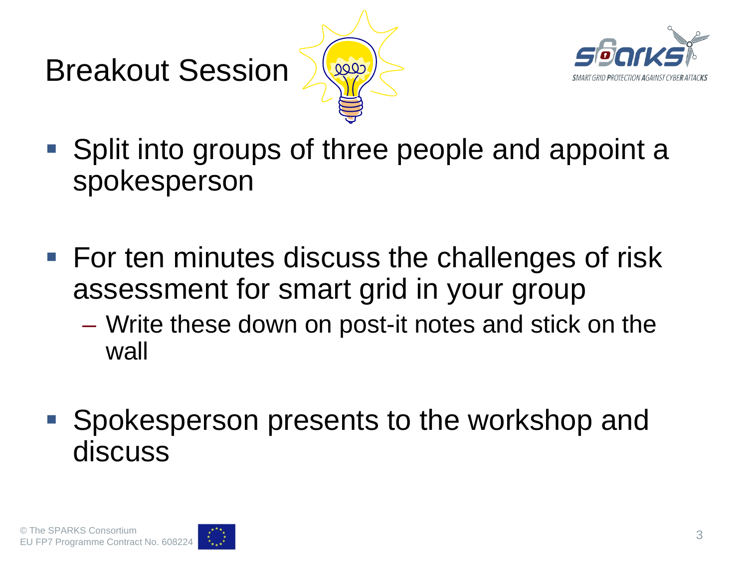# Breakout Session

- Split into groups of three people and appoint a spokesperson
- For ten minutes discuss the challenges of risk assessment for smart grid in your group
  - Write these down on post-it notes and stick on the wall
- Spokesperson presents to the workshop and discuss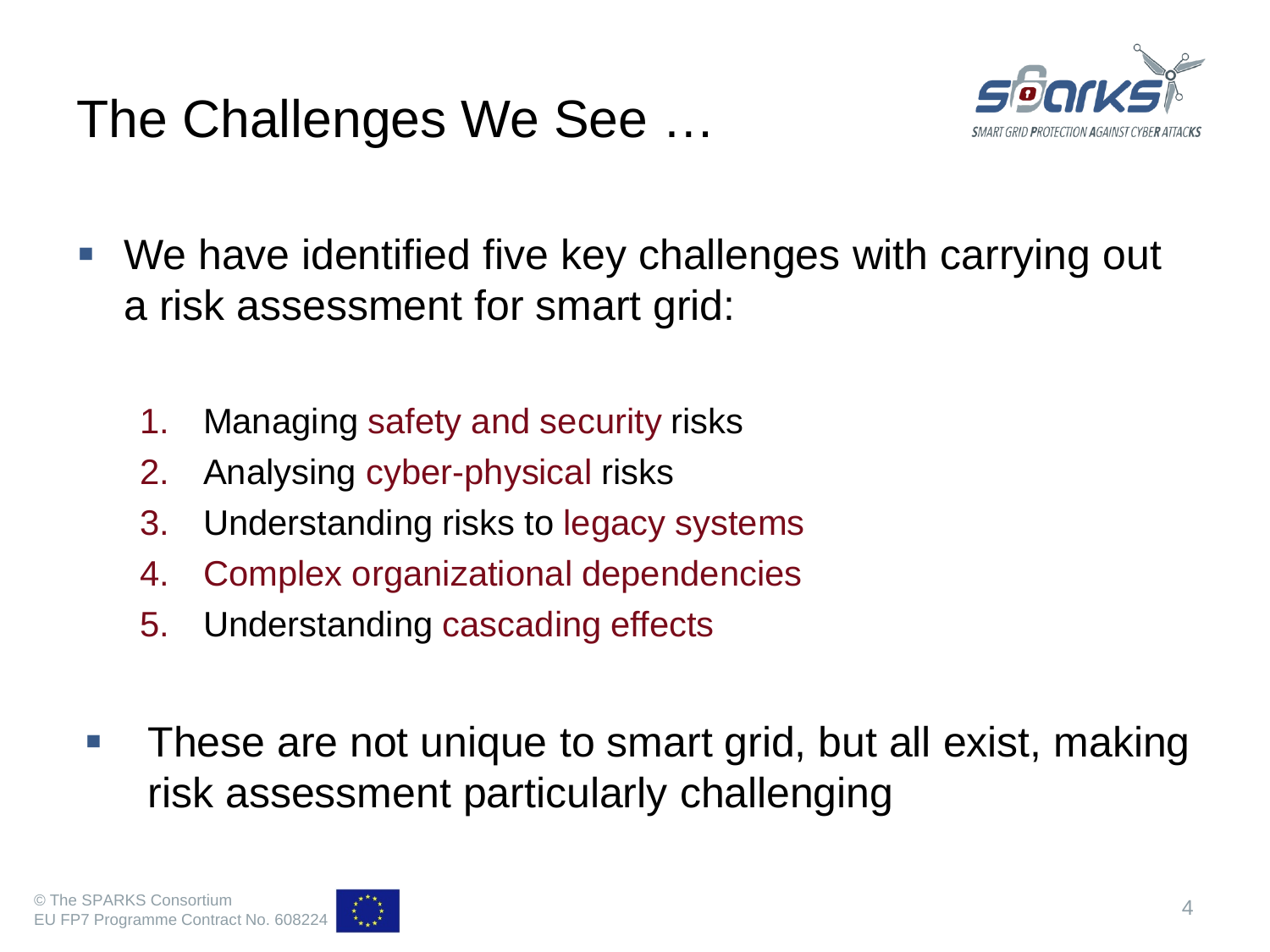# The Challenges We See …

- We have identified five key challenges with carrying out a risk assessment for smart grid:

   1. Managing safety and security risks
   2. Analysing cyber-physical risks
   3. Understanding risks to legacy systems
   4. Complex organizational dependencies
   5. Understanding cascading effects

- These are not unique to smart grid, but all exist, making risk assessment particularly challenging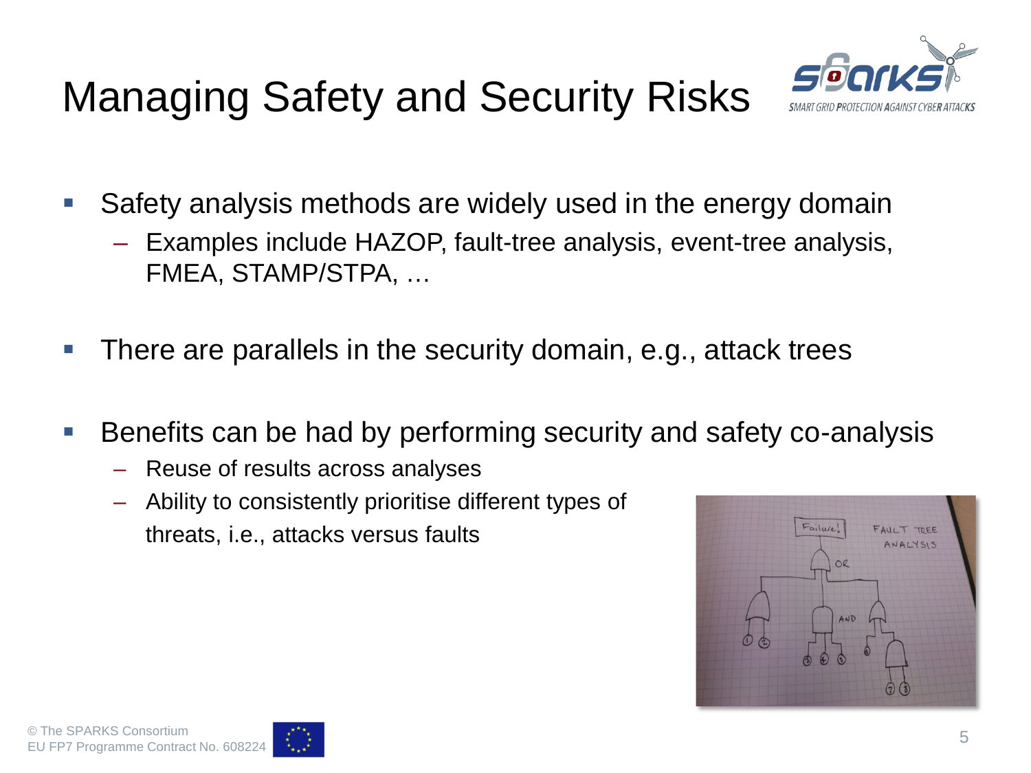# Managing Safety and Security Risks

- Safety analysis methods are widely used in the energy domain
  - Examples include HAZOP, fault-tree analysis, event-tree analysis, FMEA, STAMP/STPA, …
- There are parallels in the security domain, e.g., attack trees
- Benefits can be had by performing security and safety co-analysis
  - Reuse of results across analyses
  - Ability to consistently prioritise different types of threats, i.e., attacks versus faults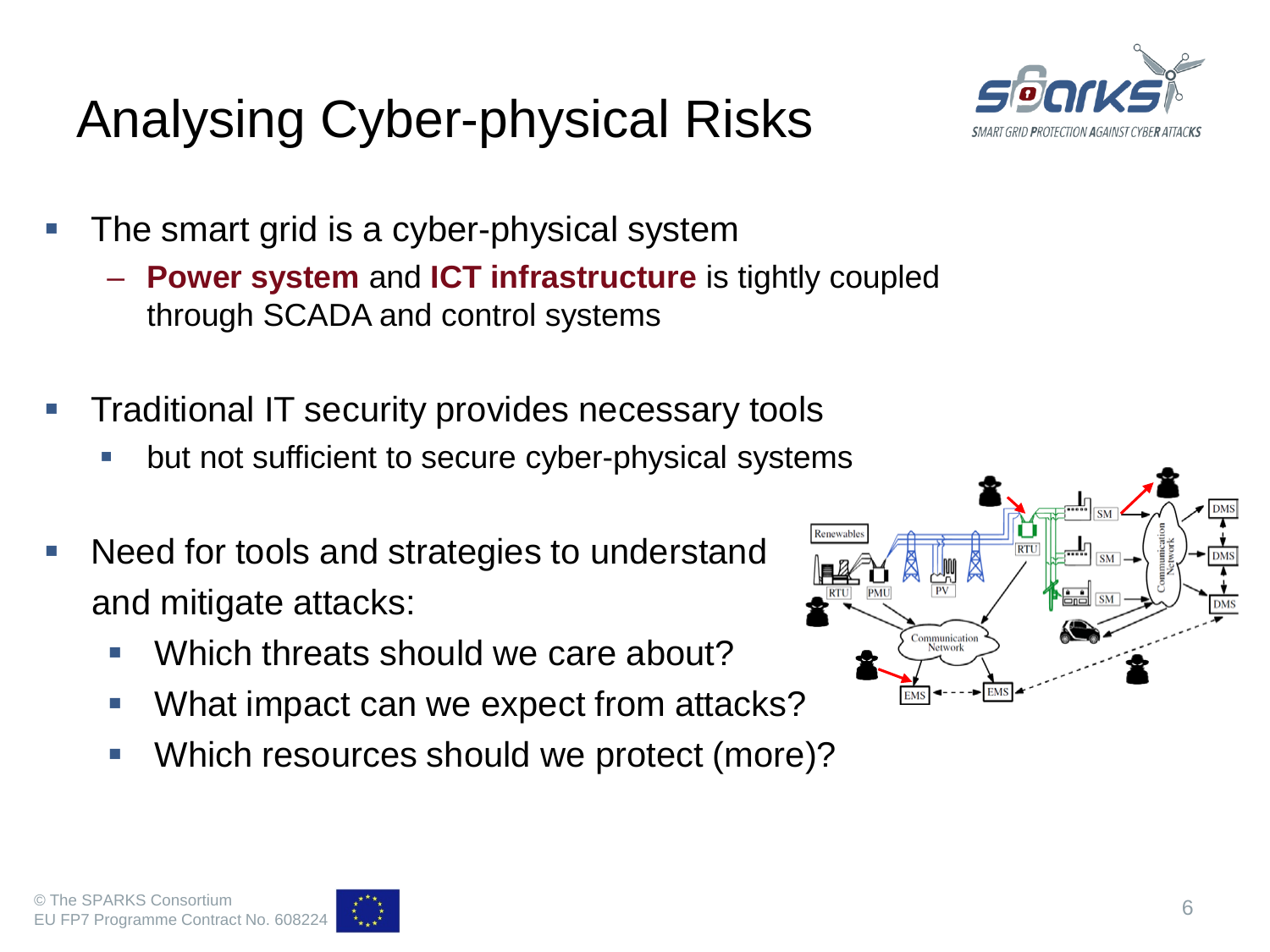# Analysing Cyber-physical Risks

- The smart grid is a cyber-physical system
  - **Power system** and **ICT infrastructure** is tightly coupled through SCADA and control systems
- Traditional IT security provides necessary tools
  - but not sufficient to secure cyber-physical systems
- Need for tools and strategies to understand and mitigate attacks:
  - Which threats should we care about?
  - What impact can we expect from attacks?
  - Which resources should we protect (more)?

© The SPARKS Consortium
EU FP7 Programme Contract No. 608224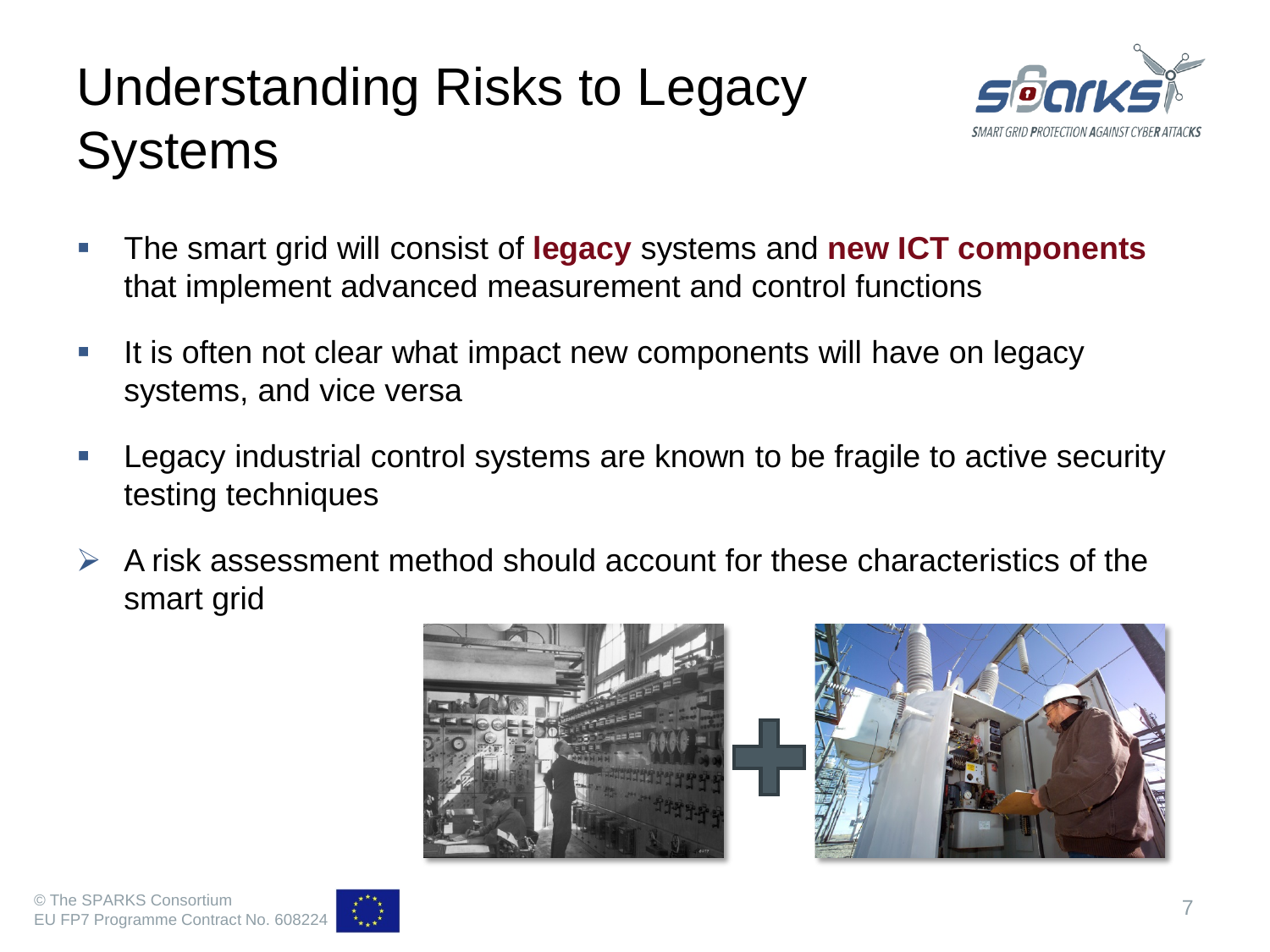# Understanding Risks to Legacy Systems

- The smart grid will consist of **legacy** systems and **new ICT components** that implement advanced measurement and control functions
- It is often not clear what impact new components will have on legacy systems, and vice versa
- Legacy industrial control systems are known to be fragile to active security testing techniques

➢ A risk assessment method should account for these characteristics of the smart grid

© The SPARKS Consortium
EU FP7 Programme Contract No. 608224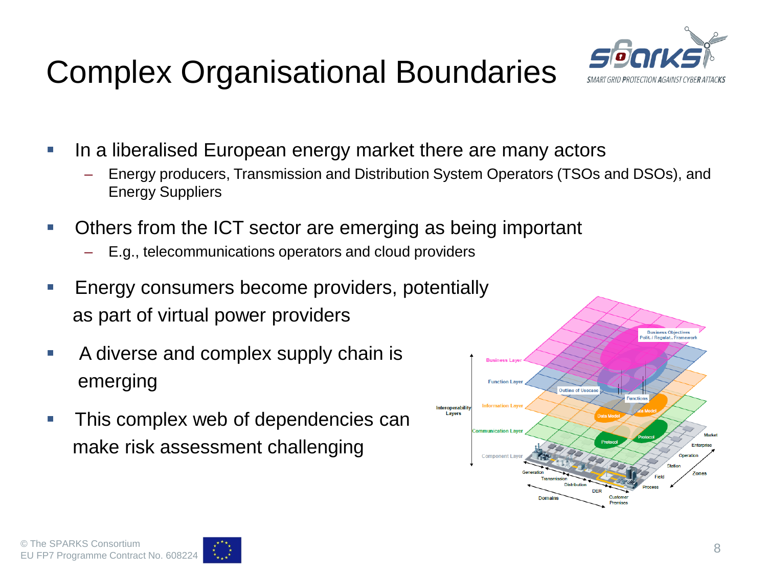# Complex Organisational Boundaries

- In a liberalised European energy market there are many actors
  - Energy producers, Transmission and Distribution System Operators (TSOs and DSOs), and Energy Suppliers
- Others from the ICT sector are emerging as being important
  - E.g., telecommunications operators and cloud providers
- Energy consumers become providers, potentially as part of virtual power providers
- A diverse and complex supply chain is emerging
- This complex web of dependencies can make risk assessment challenging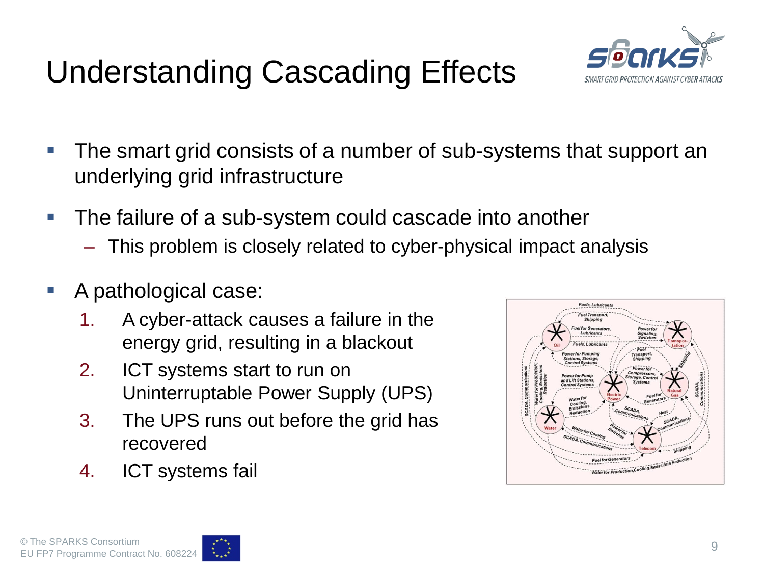# Understanding Cascading Effects

- The smart grid consists of a number of sub-systems that support an underlying grid infrastructure
- The failure of a sub-system could cascade into another
  - This problem is closely related to cyber-physical impact analysis
- A pathological case:
  1. A cyber-attack causes a failure in the energy grid, resulting in a blackout
  2. ICT systems start to run on Uninterruptable Power Supply (UPS)
  3. The UPS runs out before the grid has recovered
  4. ICT systems fail

© The SPARKS Consortium
EU FP7 Programme Contract No. 608224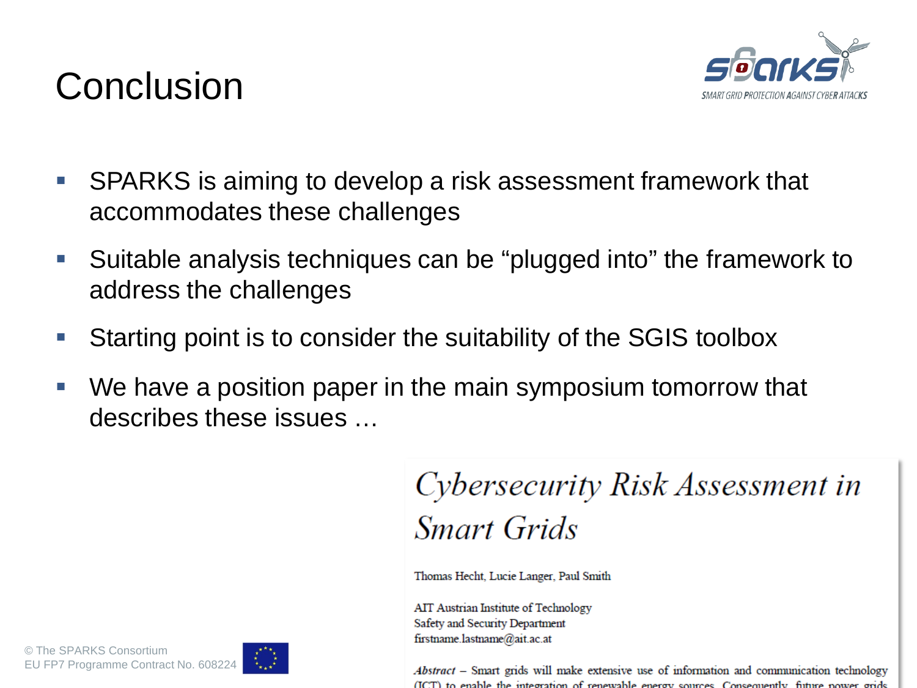# Conclusion

- SPARKS is aiming to develop a risk assessment framework that accommodates these challenges
- Suitable analysis techniques can be "plugged into" the framework to address the challenges
- Starting point is to consider the suitability of the SGIS toolbox
- We have a position paper in the main symposium tomorrow that describes these issues …

*Cybersecurity Risk Assessment in Smart Grids*

Thomas Hecht, Lucie Langer, Paul Smith

AIT Austrian Institute of Technology
Safety and Security Department
firstname.lastname@ait.ac.at

*Abstract* – Smart grids will make extensive use of information and communication technology (ICT) to enable the integration of renewable energy sources. Consequently, future power grids

© The SPARKS Consortium
EU FP7 Programme Contract No. 608224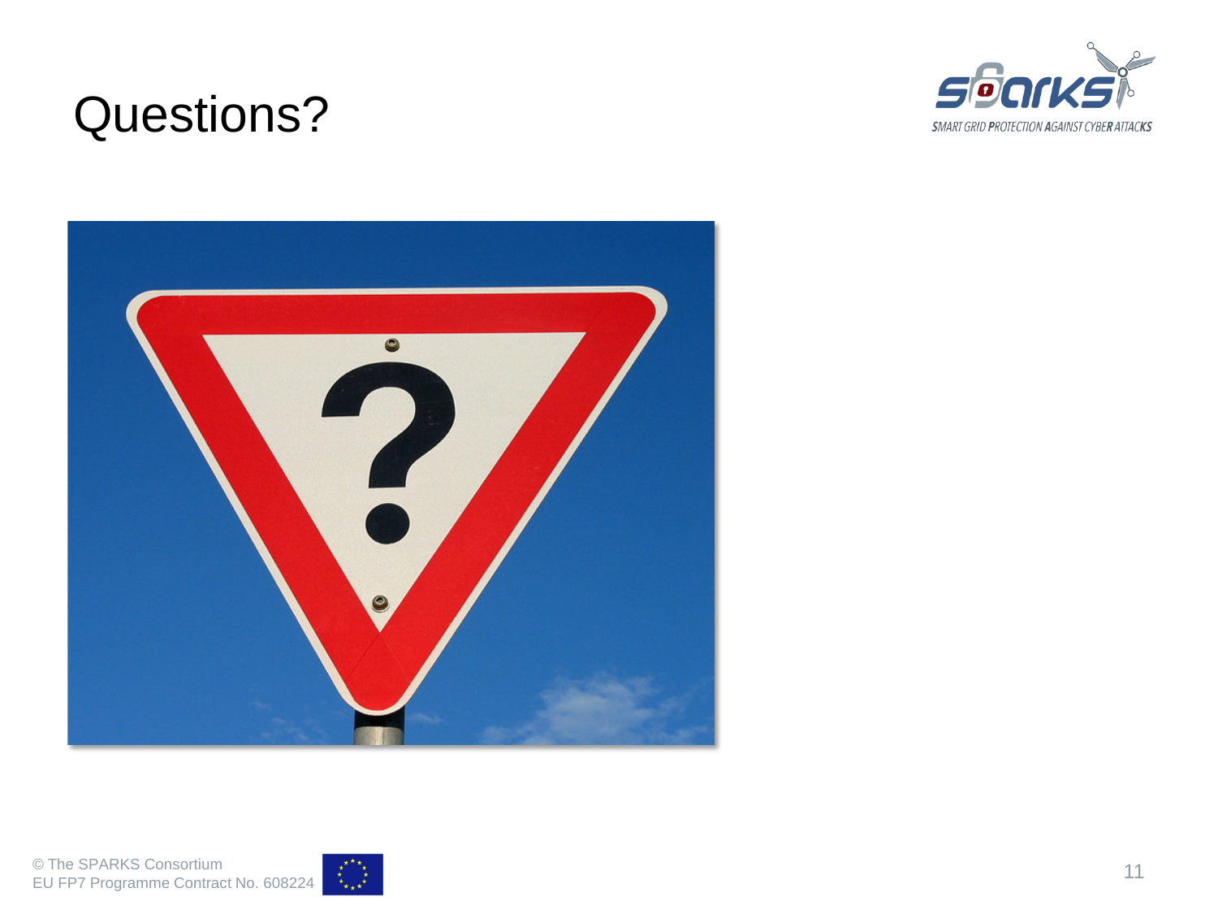# Questions?